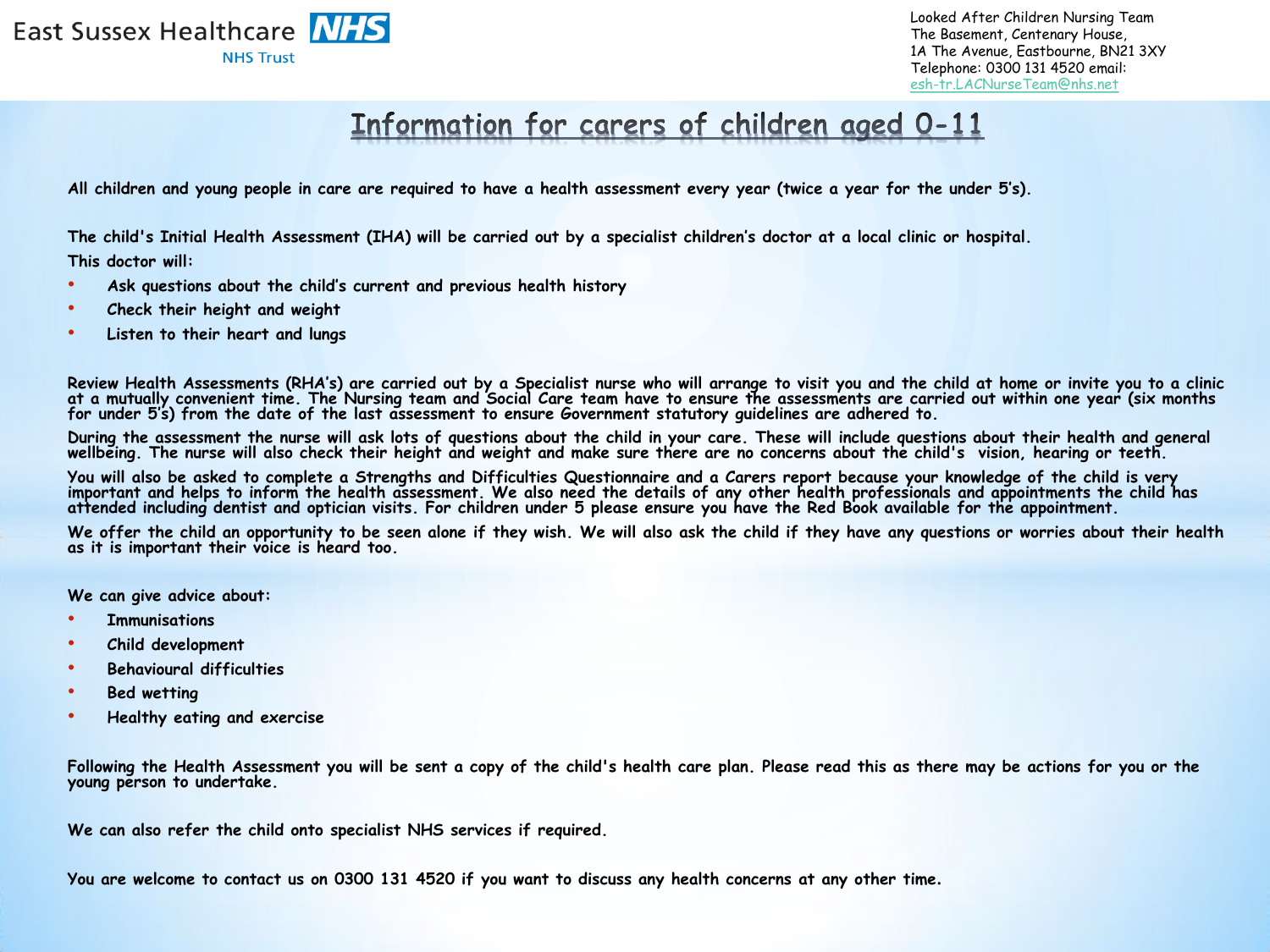East Sussex Healthcare NHS Trust

Looked After Children Nursing Team
The Basement, Centenary House,
1A The Avenue, Eastbourne, BN21 3XY
Telephone: 0300 131 4520 email:
esh-tr.LACNurseTeam@nhs.net

# Information for carers of children aged 0-11

**All children and young people in care are required to have a health assessment every year (twice a year for the under 5's).**

**The child's Initial Health Assessment (IHA) will be carried out by a specialist children's doctor at a local clinic or hospital.**

**This doctor will:**

- **Ask questions about the child's current and previous health history**
- **Check their height and weight**
- **Listen to their heart and lungs**

**Review Health Assessments (RHA's) are carried out by a Specialist nurse who will arrange to visit you and the child at home or invite you to a clinic at a mutually convenient time. The Nursing team and Social Care team have to ensure the assessments are carried out within one year (six months for under 5's) from the date of the last assessment to ensure Government statutory guidelines are adhered to.**

**During the assessment the nurse will ask lots of questions about the child in your care. These will include questions about their health and general wellbeing. The nurse will also check their height and weight and make sure there are no concerns about the child's vision, hearing or teeth.**

**You will also be asked to complete a Strengths and Difficulties Questionnaire and a Carers report because your knowledge of the child is very important and helps to inform the health assessment. We also need the details of any other health professionals and appointments the child has attended including dentist and optician visits. For children under 5 please ensure you have the Red Book available for the appointment.**

**We offer the child an opportunity to be seen alone if they wish. We will also ask the child if they have any questions or worries about their health as it is important their voice is heard too.**

**We can give advice about:**

- **Immunisations**
- **Child development**
- **Behavioural difficulties**
- **Bed wetting**
- **Healthy eating and exercise**

**Following the Health Assessment you will be sent a copy of the child's health care plan. Please read this as there may be actions for you or the young person to undertake.**

**We can also refer the child onto specialist NHS services if required.**

**You are welcome to contact us on 0300 131 4520 if you want to discuss any health concerns at any other time.**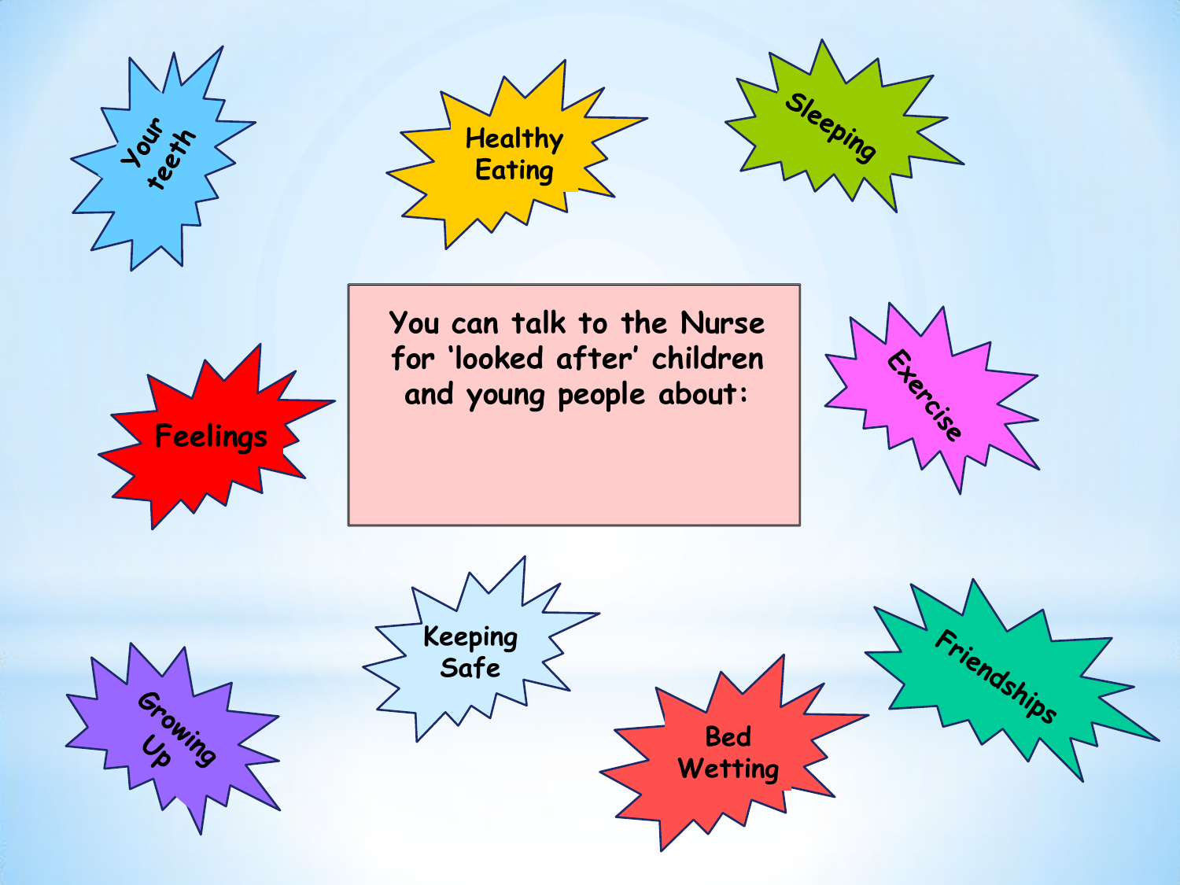You can talk to the Nurse for 'looked after' children and young people about:

- Your teeth
- Healthy Eating
- Sleeping
- Feelings
- Exercise
- Growing Up
- Keeping Safe
- Bed Wetting
- Friendships